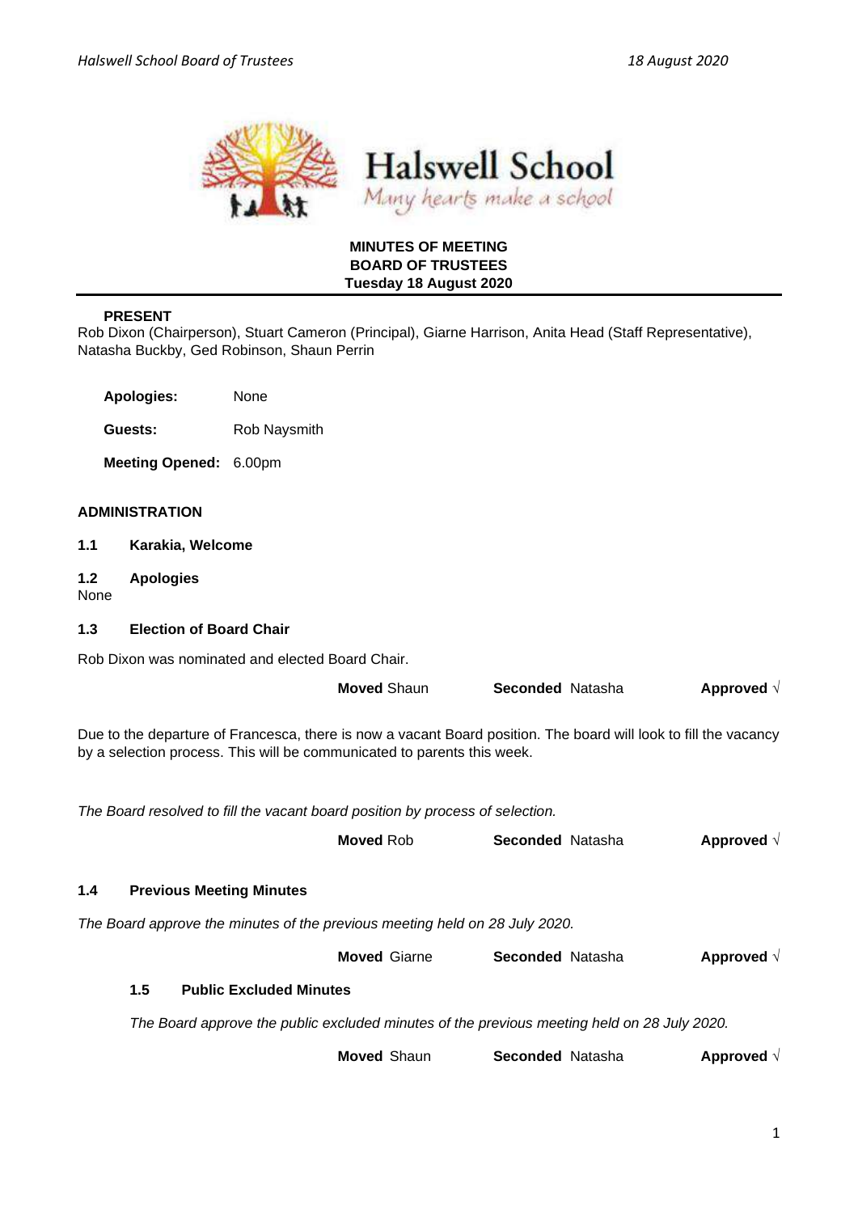Halswell School

*Many hearts make a school*

**MINUTES OF MEETING**
**BOARD OF TRUSTEES**
**Tuesday 18 August 2020**

**PRESENT**

Rob Dixon (Chairperson), Stuart Cameron (Principal), Giarne Harrison, Anita Head (Staff Representative), Natasha Buckby, Ged Robinson, Shaun Perrin

**Apologies:** None

**Guests:** Rob Naysmith

**Meeting Opened:** 6.00pm

## ADMINISTRATION

### 1.1 Karakia, Welcome

### 1.2 Apologies

None

### 1.3 Election of Board Chair

Rob Dixon was nominated and elected Board Chair.

**Moved** Shaun **Seconded** Natasha **Approved** √

Due to the departure of Francesca, there is now a vacant Board position. The board will look to fill the vacancy by a selection process. This will be communicated to parents this week.

*The Board resolved to fill the vacant board position by process of selection.*

**Moved** Rob **Seconded** Natasha **Approved** √

### 1.4 Previous Meeting Minutes

*The Board approve the minutes of the previous meeting held on 28 July 2020.*

**Moved** Giarne **Seconded** Natasha **Approved** √

### 1.5 Public Excluded Minutes

*The Board approve the public excluded minutes of the previous meeting held on 28 July 2020.*

**Moved** Shaun **Seconded** Natasha **Approved** √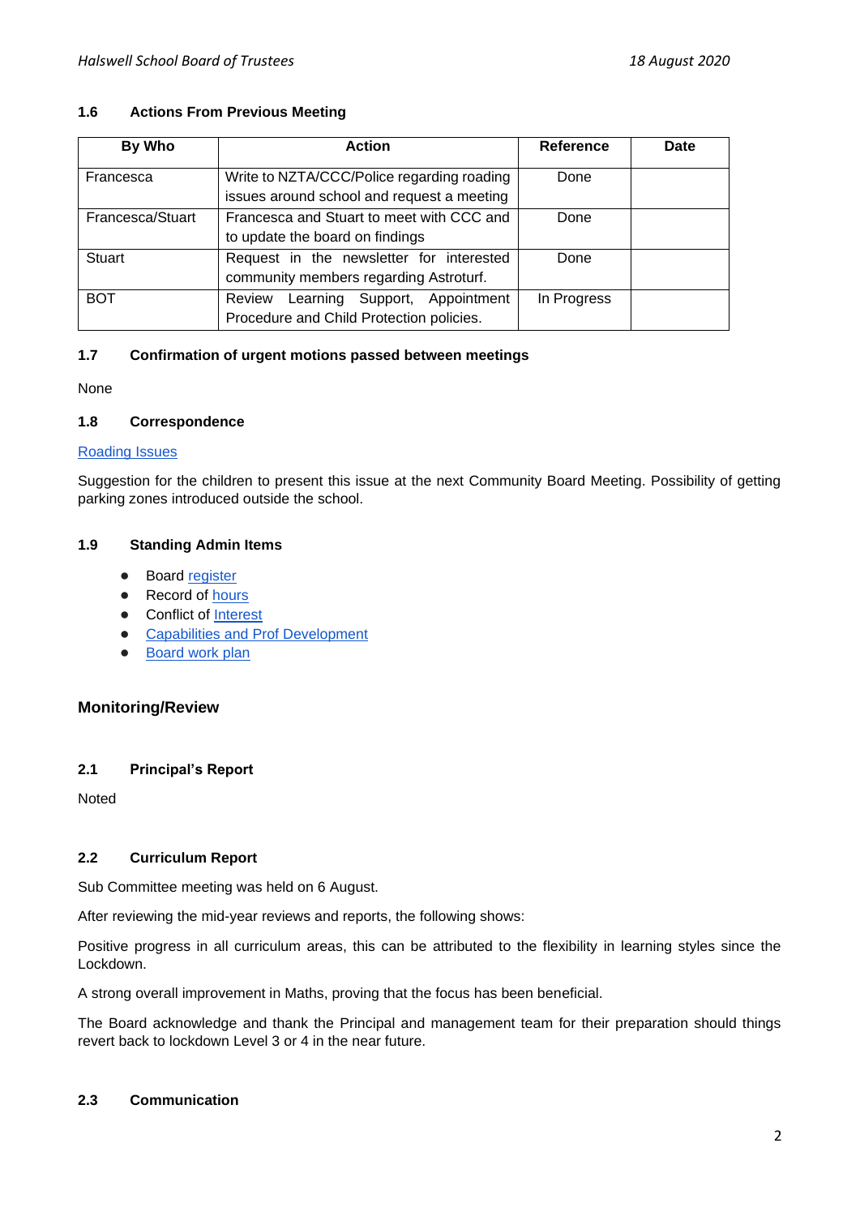### 1.6 Actions From Previous Meeting

| By Who | Action | Reference | Date |
|---|---|---|---|
| Francesca | Write to NZTA/CCC/Police regarding roading issues around school and request a meeting | Done | |
| Francesca/Stuart | Francesca and Stuart to meet with CCC and to update the board on findings | Done | |
| Stuart | Request in the newsletter for interested community members regarding Astroturf. | Done | |
| BOT | Review Learning Support, Appointment Procedure and Child Protection policies. | In Progress | |

### 1.7 Confirmation of urgent motions passed between meetings

None

### 1.8 Correspondence

Roading Issues

Suggestion for the children to present this issue at the next Community Board Meeting. Possibility of getting parking zones introduced outside the school.

### 1.9 Standing Admin Items

- Board register
- Record of hours
- Conflict of Interest
- Capabilities and Prof Development
- Board work plan

## Monitoring/Review

### 2.1 Principal's Report

Noted

### 2.2 Curriculum Report

Sub Committee meeting was held on 6 August.

After reviewing the mid-year reviews and reports, the following shows:

Positive progress in all curriculum areas, this can be attributed to the flexibility in learning styles since the Lockdown.

A strong overall improvement in Maths, proving that the focus has been beneficial.

The Board acknowledge and thank the Principal and management team for their preparation should things revert back to lockdown Level 3 or 4 in the near future.

### 2.3 Communication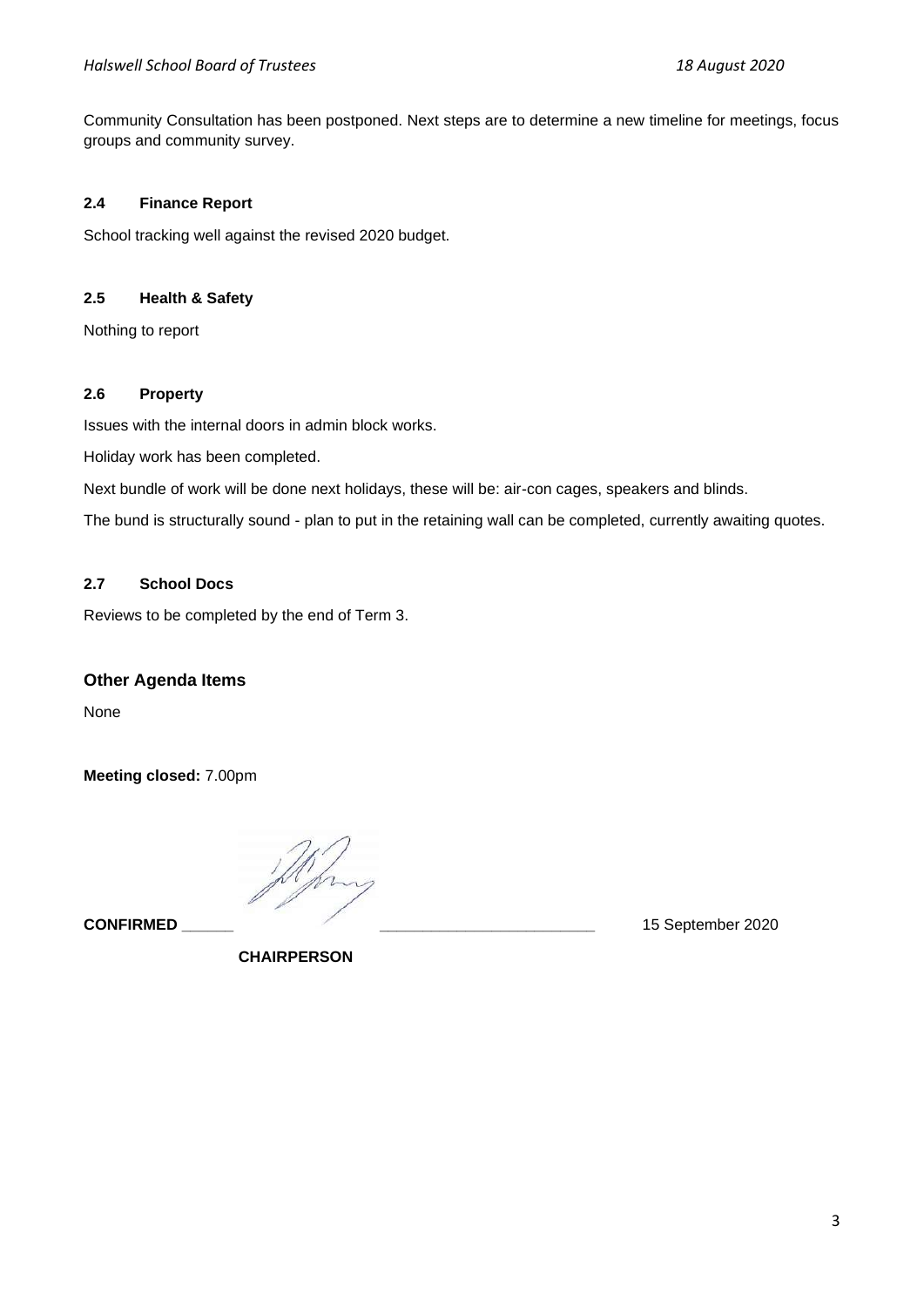Community Consultation has been postponed. Next steps are to determine a new timeline for meetings, focus groups and community survey.

### 2.4 Finance Report

School tracking well against the revised 2020 budget.

### 2.5 Health & Safety

Nothing to report

### 2.6 Property

Issues with the internal doors in admin block works.

Holiday work has been completed.

Next bundle of work will be done next holidays, these will be: air-con cages, speakers and blinds.

The bund is structurally sound - plan to put in the retaining wall can be completed, currently awaiting quotes.

### 2.7 School Docs

Reviews to be completed by the end of Term 3.

## Other Agenda Items

None

**Meeting closed:** 7.00pm

**CONFIRMED** ______ ________________________ 15 September 2020

**CHAIRPERSON**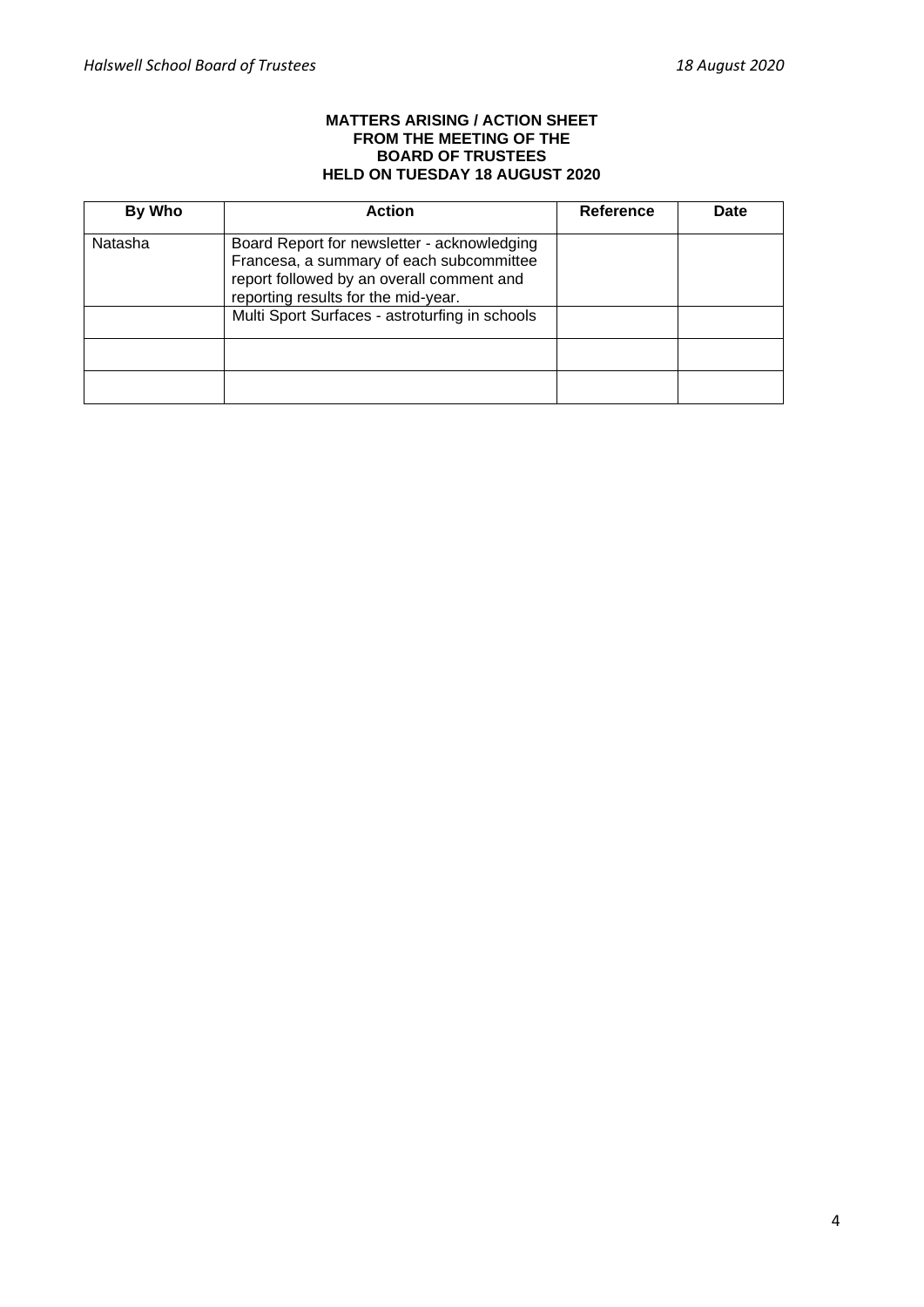**MATTERS ARISING / ACTION SHEET**
**FROM THE MEETING OF THE**
**BOARD OF TRUSTEES**
**HELD ON TUESDAY 18 AUGUST 2020**

| By Who | Action | Reference | Date |
|---|---|---|---|
| Natasha | Board Report for newsletter - acknowledging Francesa, a summary of each subcommittee report followed by an overall comment and reporting results for the mid-year. | | |
| | Multi Sport Surfaces - astroturfing in schools | | |
| | | | |
| | | | |